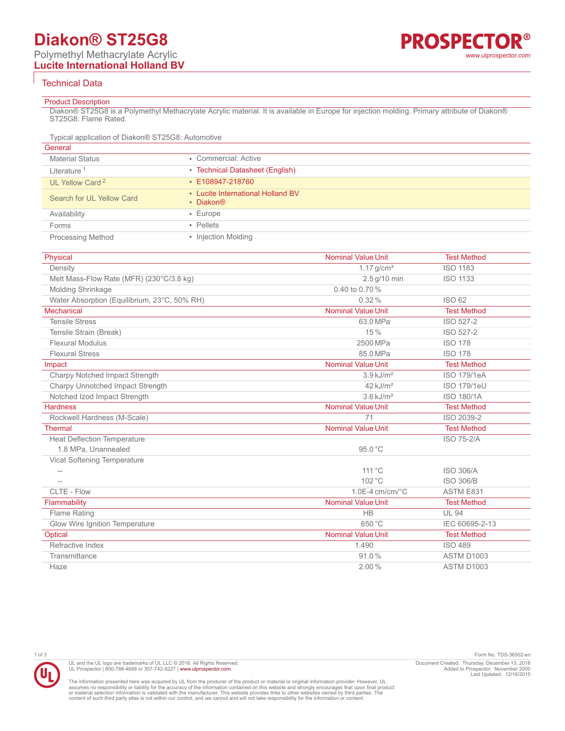# Diakon® ST25G8

Polymethyl Methacrylate Acrylic

**Lucite International Holland BV**

## Technical Data

### Product Description

Diakon® ST25G8 is a Polymethyl Methacrylate Acrylic material. It is available in Europe for injection molding. Primary attribute of Diakon® ST25G8: Flame Rated.

Typical application of Diakon® ST25G8: Automotive

### General

| | |
|---|---|
| Material Status | • Commercial: Active |
| Literature [1] | • Technical Datasheet (English) |
| UL Yellow Card [2] | • E108947-218760 |
| Search for UL Yellow Card | • Lucite International Holland BV<br>• Diakon® |
| Availability | • Europe |
| Forms | • Pellets |
| Processing Method | • Injection Molding |

| Physical | Nominal Value Unit | Test Method |
|---|---|---|
| Density | 1.17 g/cm³ | ISO 1183 |
| Melt Mass-Flow Rate (MFR) (230°C/3.8 kg) | 2.5 g/10 min | ISO 1133 |
| Molding Shrinkage | 0.40 to 0.70 % | |
| Water Absorption (Equilibrium, 23°C, 50% RH) | 0.32 % | ISO 62 |

| Mechanical | Nominal Value Unit | Test Method |
|---|---|---|
| Tensile Stress | 63.0 MPa | ISO 527-2 |
| Tensile Strain (Break) | 15 % | ISO 527-2 |
| Flexural Modulus | 2500 MPa | ISO 178 |
| Flexural Stress | 85.0 MPa | ISO 178 |

| Impact | Nominal Value Unit | Test Method |
|---|---|---|
| Charpy Notched Impact Strength | 3.9 kJ/m² | ISO 179/1eA |
| Charpy Unnotched Impact Strength | 42 kJ/m² | ISO 179/1eU |
| Notched Izod Impact Strength | 3.6 kJ/m² | ISO 180/1A |

| Hardness | Nominal Value Unit | Test Method |
|---|---|---|
| Rockwell Hardness (M-Scale) | 71 | ISO 2039-2 |

| Thermal | Nominal Value Unit | Test Method |
|---|---|---|
| Heat Deflection Temperature | | ISO 75-2/A |
| 1.8 MPa, Unannealed | 95.0 °C | |
| Vicat Softening Temperature | | |
| -- | 111 °C | ISO 306/A |
| -- | 102 °C | ISO 306/B |
| CLTE - Flow | 1.0E-4 cm/cm/°C | ASTM E831 |

| Flammability | Nominal Value Unit | Test Method |
|---|---|---|
| Flame Rating | HB | UL 94 |
| Glow Wire Ignition Temperature | 650 °C | IEC 60695-2-13 |

| Optical | Nominal Value Unit | Test Method |
|---|---|---|
| Refractive Index | 1.490 | ISO 489 |
| Transmittance | 91.0 % | ASTM D1003 |
| Haze | 2.00 % | ASTM D1003 |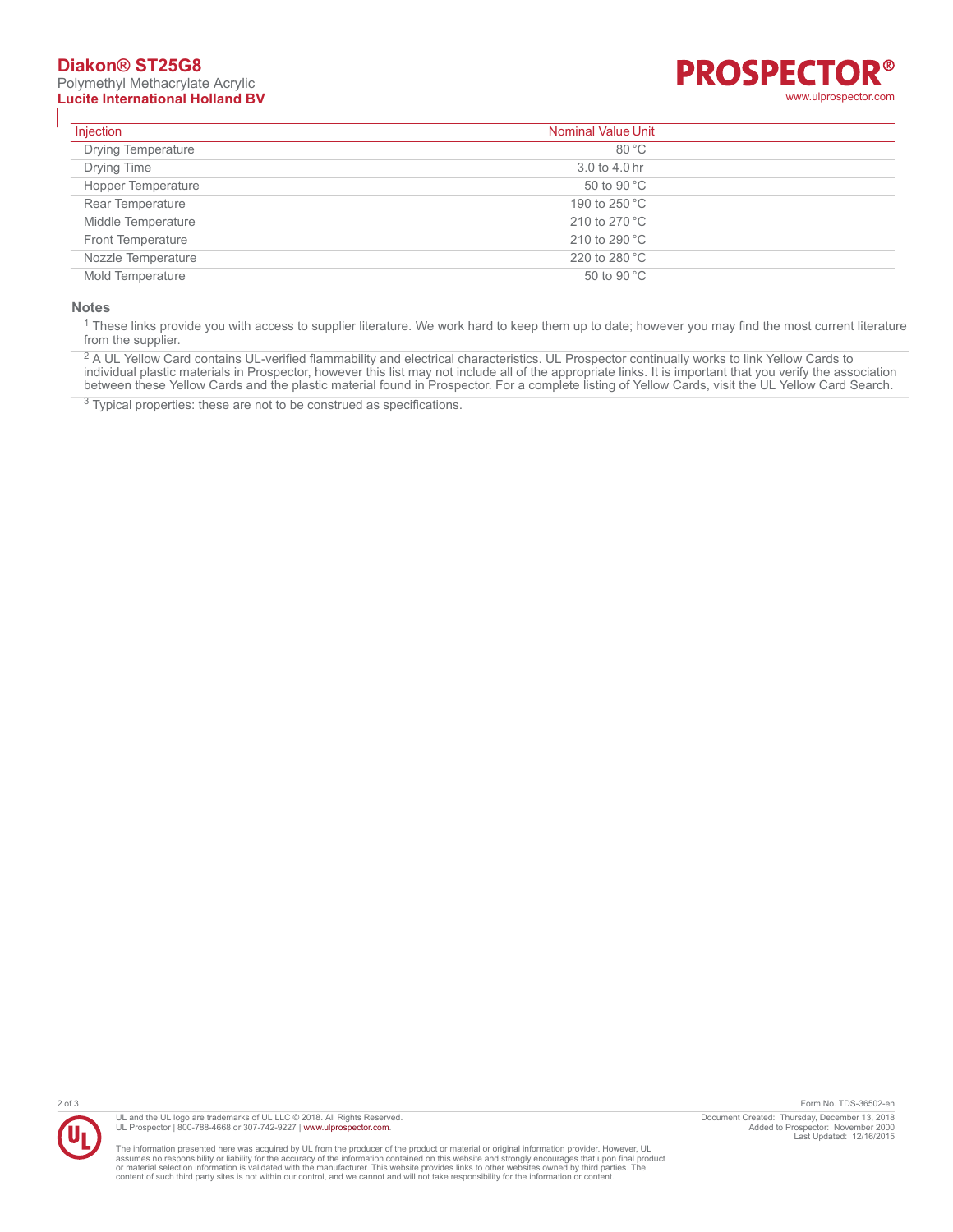| Injection | Nominal Value | Unit |
|---|---|---|
| Drying Temperature | 80 | °C |
| Drying Time | 3.0 to 4.0 | hr |
| Hopper Temperature | 50 to 90 | °C |
| Rear Temperature | 190 to 250 | °C |
| Middle Temperature | 210 to 270 | °C |
| Front Temperature | 210 to 290 | °C |
| Nozzle Temperature | 220 to 280 | °C |
| Mold Temperature | 50 to 90 | °C |

## Notes

[1] These links provide you with access to supplier literature. We work hard to keep them up to date; however you may find the most current literature from the supplier.

[2] A UL Yellow Card contains UL-verified flammability and electrical characteristics. UL Prospector continually works to link Yellow Cards to individual plastic materials in Prospector, however this list may not include all of the appropriate links. It is important that you verify the association between these Yellow Cards and the plastic material found in Prospector. For a complete listing of Yellow Cards, visit the UL Yellow Card Search.

[3] Typical properties: these are not to be construed as specifications.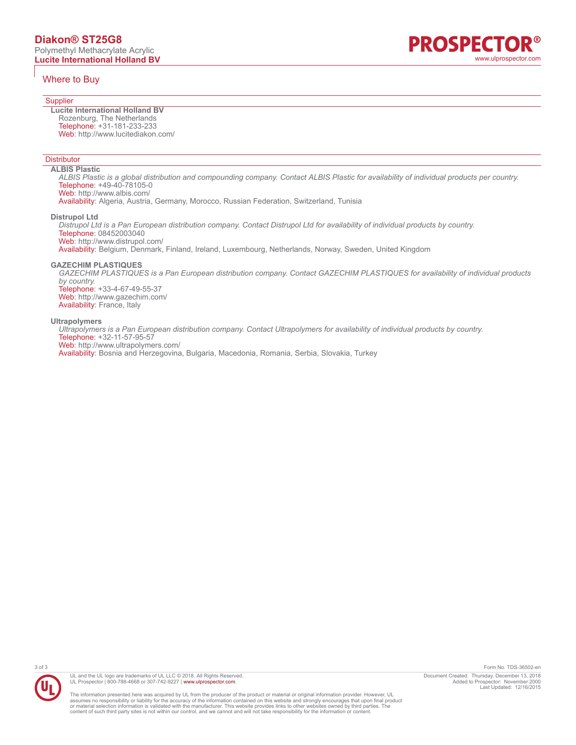## Where to Buy

### Supplier

**Lucite International Holland BV**
Rozenburg, The Netherlands
Telephone: +31-181-233-233
Web: http://www.lucitediakon.com/

### Distributor

**ALBIS Plastic**
*ALBIS Plastic is a global distribution and compounding company. Contact ALBIS Plastic for availability of individual products per country.*
Telephone: +49-40-78105-0
Web: http://www.albis.com/
Availability: Algeria, Austria, Germany, Morocco, Russian Federation, Switzerland, Tunisia

**Distrupol Ltd**
*Distrupol Ltd is a Pan European distribution company. Contact Distrupol Ltd for availability of individual products by country.*
Telephone: 08452003040
Web: http://www.distrupol.com/
Availability: Belgium, Denmark, Finland, Ireland, Luxembourg, Netherlands, Norway, Sweden, United Kingdom

**GAZECHIM PLASTIQUES**
*GAZECHIM PLASTIQUES is a Pan European distribution company. Contact GAZECHIM PLASTIQUES for availability of individual products by country.*
Telephone: +33-4-67-49-55-37
Web: http://www.gazechim.com/
Availability: France, Italy

**Ultrapolymers**
*Ultrapolymers is a Pan European distribution company. Contact Ultrapolymers for availability of individual products by country.*
Telephone: +32-11-57-95-57
Web: http://www.ultrapolymers.com/
Availability: Bosnia and Herzegovina, Bulgaria, Macedonia, Romania, Serbia, Slovakia, Turkey